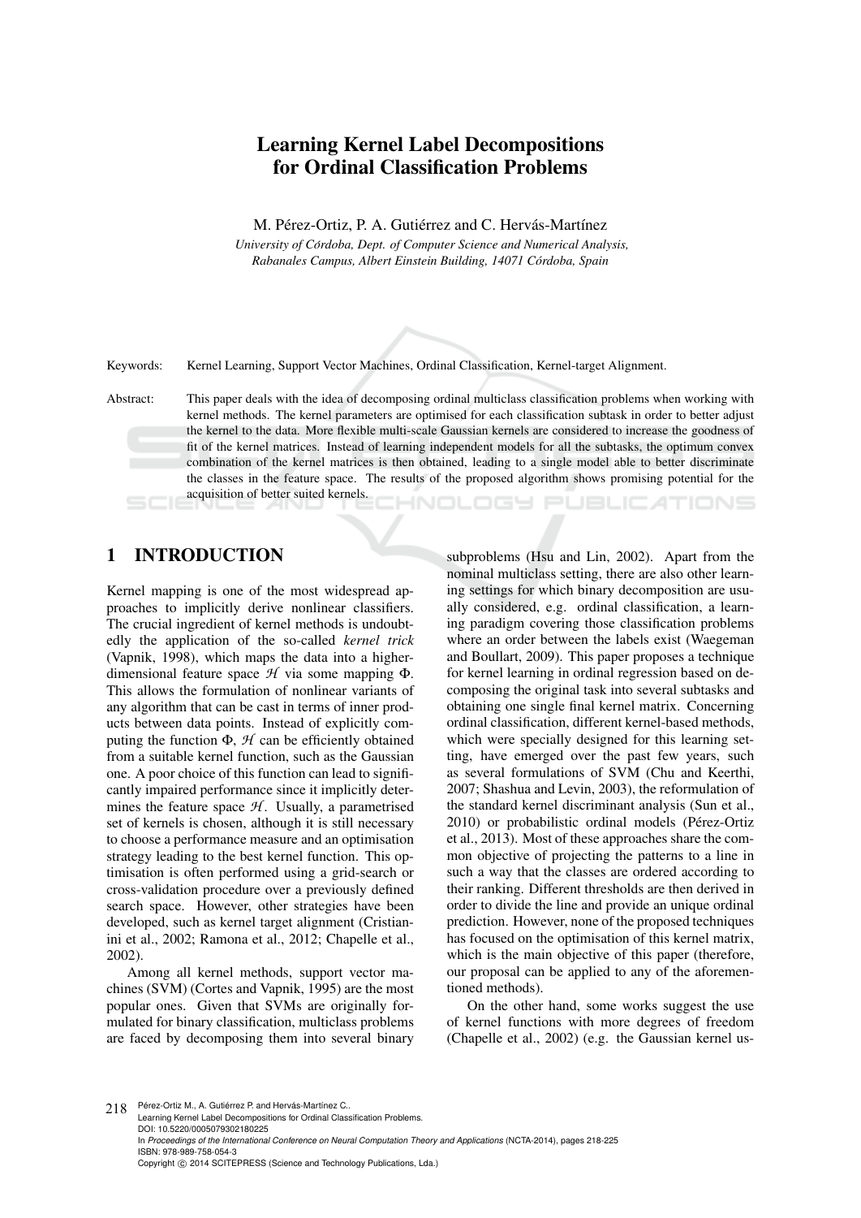# Learning Kernel Label Decompositions for Ordinal Classification Problems

M. Pérez-Ortiz, P. A. Gutiérrez and C. Hervás-Martínez

*University of Córdoba, Dept. of Computer Science and Numerical Analysis, Rabanales Campus, Albert Einstein Building, 14071 Córdoba, Spain*

Keywords: Kernel Learning, Support Vector Machines, Ordinal Classification, Kernel-target Alignment.

Abstract: This paper deals with the idea of decomposing ordinal multiclass classification problems when working with kernel methods. The kernel parameters are optimised for each classification subtask in order to better adjust the kernel to the data. More flexible multi-scale Gaussian kernels are considered to increase the goodness of fit of the kernel matrices. Instead of learning independent models for all the subtasks, the optimum convex combination of the kernel matrices is then obtained, leading to a single model able to better discriminate the classes in the feature space. The results of the proposed algorithm shows promising potential for the acquisition of better suited kernels.

## 1 INTRODUCTION

Kernel mapping is one of the most widespread approaches to implicitly derive nonlinear classifiers. The crucial ingredient of kernel methods is undoubtedly the application of the so-called *kernel trick* (Vapnik, 1998), which maps the data into a higher-dimensional feature space $\mathcal{H}$ via some mapping $\Phi$. This allows the formulation of nonlinear variants of any algorithm that can be cast in terms of inner products between data points. Instead of explicitly computing the function $\Phi$, $\mathcal{H}$ can be efficiently obtained from a suitable kernel function, such as the Gaussian one. A poor choice of this function can lead to significantly impaired performance since it implicitly determines the feature space $\mathcal{H}$. Usually, a parametrised set of kernels is chosen, although it is still necessary to choose a performance measure and an optimisation strategy leading to the best kernel function. This optimisation is often performed using a grid-search or cross-validation procedure over a previously defined search space. However, other strategies have been developed, such as kernel target alignment (Cristianini et al., 2002; Ramona et al., 2012; Chapelle et al., 2002).

Among all kernel methods, support vector machines (SVM) (Cortes and Vapnik, 1995) are the most popular ones. Given that SVMs are originally formulated for binary classification, multiclass problems are faced by decomposing them into several binary subproblems (Hsu and Lin, 2002). Apart from the nominal multiclass setting, there are also other learning settings for which binary decomposition are usually considered, e.g. ordinal classification, a learning paradigm covering those classification problems where an order between the labels exist (Waegeman and Boullart, 2009). This paper proposes a technique for kernel learning in ordinal regression based on decomposing the original task into several subtasks and obtaining one single final kernel matrix. Concerning ordinal classification, different kernel-based methods, which were specially designed for this learning setting, have emerged over the past few years, such as several formulations of SVM (Chu and Keerthi, 2007; Shashua and Levin, 2003), the reformulation of the standard kernel discriminant analysis (Sun et al., 2010) or probabilistic ordinal models (Pérez-Ortiz et al., 2013). Most of these approaches share the common objective of projecting the patterns to a line in such a way that the classes are ordered according to their ranking. Different thresholds are then derived in order to divide the line and provide an unique ordinal prediction. However, none of the proposed techniques has focused on the optimisation of this kernel matrix, which is the main objective of this paper (therefore, our proposal can be applied to any of the aforementioned methods).

On the other hand, some works suggest the use of kernel functions with more degrees of freedom (Chapelle et al., 2002) (e.g. the Gaussian kernel us-

Pérez-Ortiz M., A. Gutiérrez P. and Hervás-Martínez C..
Learning Kernel Label Decompositions for Ordinal Classification Problems.
DOI: 10.5220/0005079302180225
In *Proceedings of the International Conference on Neural Computation Theory and Applications* (NCTA-2014), pages 218-225
ISBN: 978-989-758-054-3
Copyright © 2014 SCITEPRESS (Science and Technology Publications, Lda.)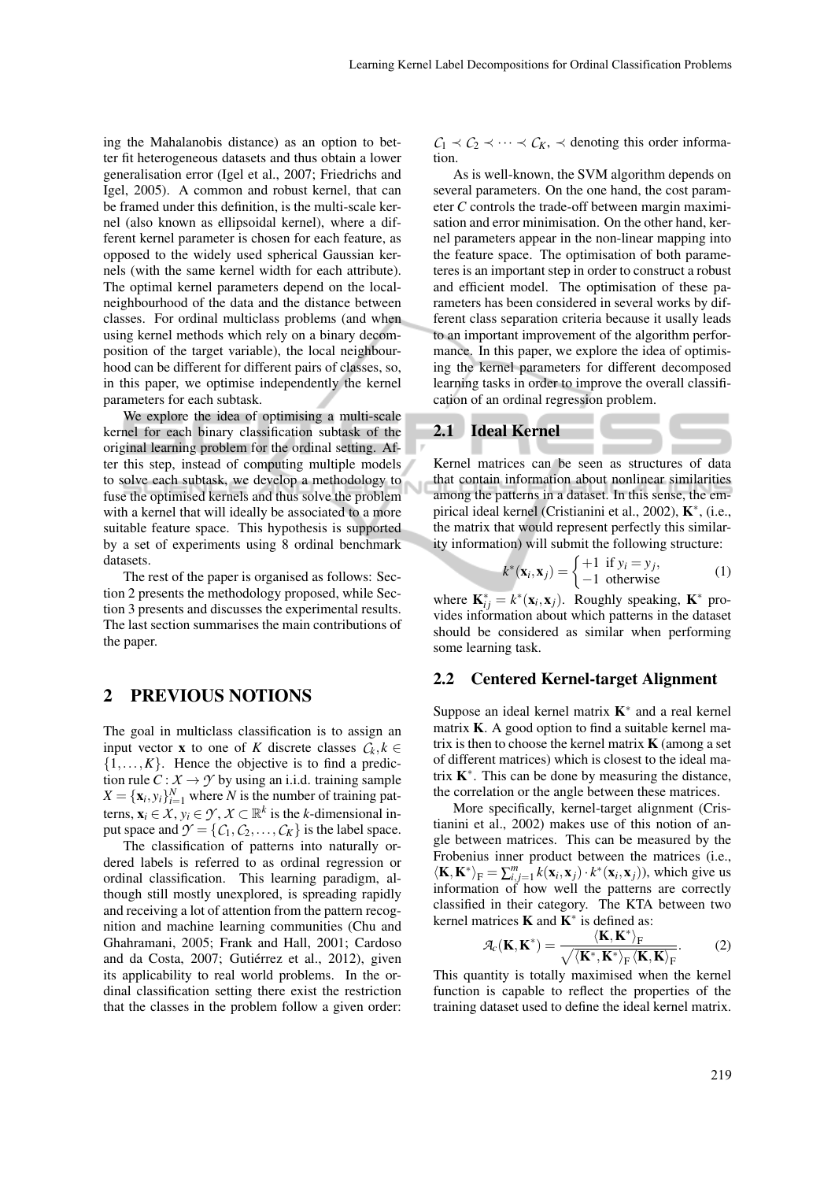ing the Mahalanobis distance) as an option to better fit heterogeneous datasets and thus obtain a lower generalisation error (Igel et al., 2007; Friedrichs and Igel, 2005). A common and robust kernel, that can be framed under this definition, is the multi-scale kernel (also known as ellipsoidal kernel), where a different kernel parameter is chosen for each feature, as opposed to the widely used spherical Gaussian kernels (with the same kernel width for each attribute). The optimal kernel parameters depend on the local-neighbourhood of the data and the distance between classes. For ordinal multiclass problems (and when using kernel methods which rely on a binary decomposition of the target variable), the local neighbourhood can be different for different pairs of classes, so, in this paper, we optimise independently the kernel parameters for each subtask.

We explore the idea of optimising a multi-scale kernel for each binary classification subtask of the original learning problem for the ordinal setting. After this step, instead of computing multiple models to solve each subtask, we develop a methodology to fuse the optimised kernels and thus solve the problem with a kernel that will ideally be associated to a more suitable feature space. This hypothesis is supported by a set of experiments using 8 ordinal benchmark datasets.

The rest of the paper is organised as follows: Section 2 presents the methodology proposed, while Section 3 presents and discusses the experimental results. The last section summarises the main contributions of the paper.

## 2 PREVIOUS NOTIONS

The goal in multiclass classification is to assign an input vector $\mathbf{x}$ to one of $K$ discrete classes $\mathcal{C}_k, k \in \{1,\ldots,K\}$. Hence the objective is to find a prediction rule $C : \mathcal{X} \to \mathcal{Y}$ by using an i.i.d. training sample $X = \{\mathbf{x}_i, y_i\}_{i=1}^{N}$ where $N$ is the number of training patterns, $\mathbf{x}_i \in \mathcal{X}$, $y_i \in \mathcal{Y}$, $\mathcal{X} \subset \mathbb{R}^k$ is the $k$-dimensional input space and $\mathcal{Y} = \{\mathcal{C}_1, \mathcal{C}_2, \ldots, \mathcal{C}_K\}$ is the label space.

The classification of patterns into naturally ordered labels is referred to as ordinal regression or ordinal classification. This learning paradigm, although still mostly unexplored, is spreading rapidly and receiving a lot of attention from the pattern recognition and machine learning communities (Chu and Ghahramani, 2005; Frank and Hall, 2001; Cardoso and da Costa, 2007; Gutiérrez et al., 2012), given its applicability to real world problems. In the ordinal classification setting there exist the restriction that the classes in the problem follow a given order: $\mathcal{C}_1 \prec \mathcal{C}_2 \prec \cdots \prec \mathcal{C}_K$, $\prec$ denoting this order information.

As is well-known, the SVM algorithm depends on several parameters. On the one hand, the cost parameter $C$ controls the trade-off between margin maximisation and error minimisation. On the other hand, kernel parameters appear in the non-linear mapping into the feature space. The optimisation of both parameteres is an important step in order to construct a robust and efficient model. The optimisation of these parameters has been considered in several works by different class separation criteria because it usally leads to an important improvement of the algorithm performance. In this paper, we explore the idea of optimising the kernel parameters for different decomposed learning tasks in order to improve the overall classification of an ordinal regression problem.

### 2.1 Ideal Kernel

Kernel matrices can be seen as structures of data that contain information about nonlinear similarities among the patterns in a dataset. In this sense, the empirical ideal kernel (Cristianini et al., 2002), $\mathbf{K}^*$, (i.e., the matrix that would represent perfectly this similarity information) will submit the following structure:

$$k^*(\mathbf{x}_i, \mathbf{x}_j) = \begin{cases} +1 & \text{if } y_i = y_j, \\ -1 & \text{otherwise} \end{cases} \tag{1}$$

where $\mathbf{K}^*_{ij} = k^*(\mathbf{x}_i, \mathbf{x}_j)$. Roughly speaking, $\mathbf{K}^*$ provides information about which patterns in the dataset should be considered as similar when performing some learning task.

### 2.2 Centered Kernel-target Alignment

Suppose an ideal kernel matrix $\mathbf{K}^*$ and a real kernel matrix $\mathbf{K}$. A good option to find a suitable kernel matrix is then to choose the kernel matrix $\mathbf{K}$ (among a set of different matrices) which is closest to the ideal matrix $\mathbf{K}^*$. This can be done by measuring the distance, the correlation or the angle between these matrices.

More specifically, kernel-target alignment (Cristianini et al., 2002) makes use of this notion of angle between matrices. This can be measured by the Frobenius inner product between the matrices (i.e., $\langle \mathbf{K}, \mathbf{K}^* \rangle_\mathrm{F} = \sum_{i,j=1}^{m} k(\mathbf{x}_i, \mathbf{x}_j) \cdot k^*(\mathbf{x}_i, \mathbf{x}_j)$), which give us information of how well the patterns are correctly classified in their category. The KTA between two kernel matrices $\mathbf{K}$ and $\mathbf{K}^*$ is defined as:

$$\mathcal{A}_c(\mathbf{K}, \mathbf{K}^*) = \frac{\langle \mathbf{K}, \mathbf{K}^* \rangle_\mathrm{F}}{\sqrt{\langle \mathbf{K}^*, \mathbf{K}^* \rangle_\mathrm{F} \langle \mathbf{K}, \mathbf{K} \rangle_\mathrm{F}}}. \tag{2}$$

This quantity is totally maximised when the kernel function is capable to reflect the properties of the training dataset used to define the ideal kernel matrix.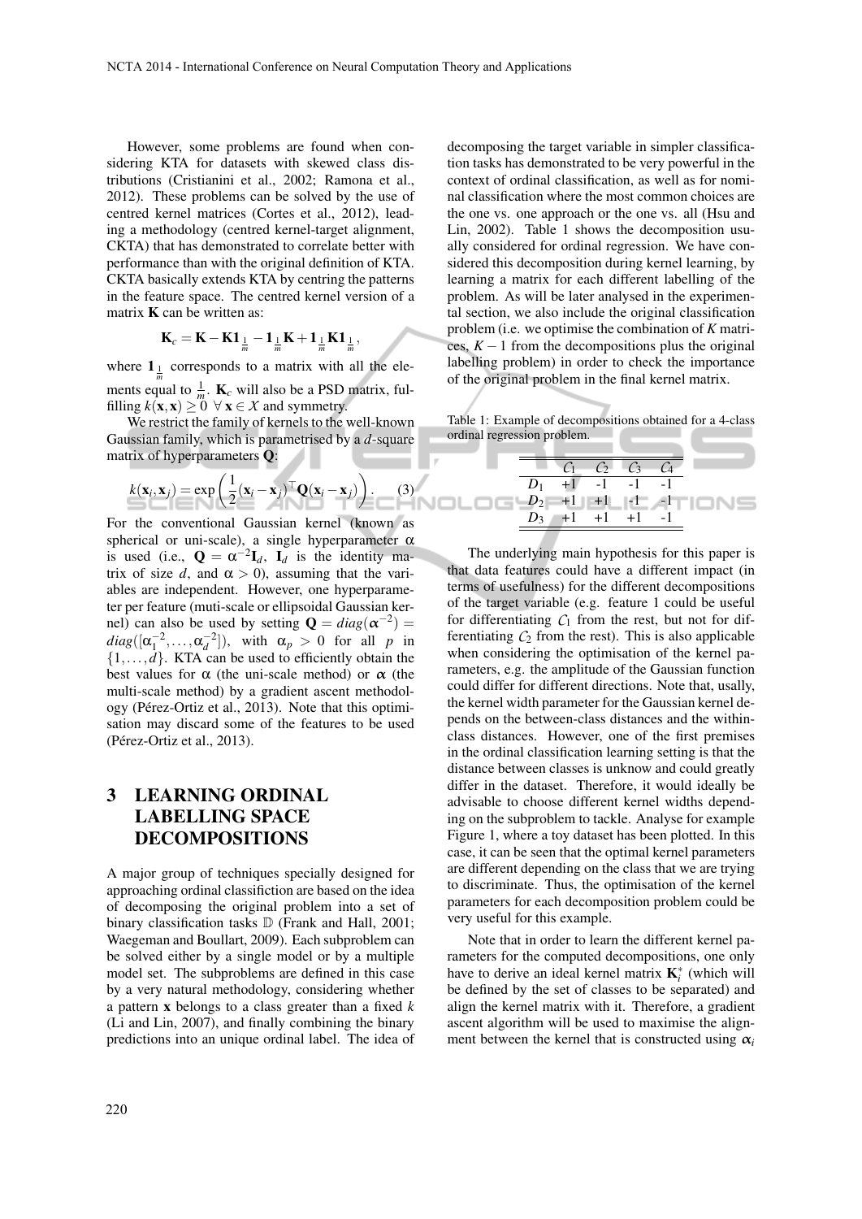However, some problems are found when considering KTA for datasets with skewed class distributions (Cristianini et al., 2002; Ramona et al., 2012). These problems can be solved by the use of centred kernel matrices (Cortes et al., 2012), leading a methodology (centred kernel-target alignment, CKTA) that has demonstrated to correlate better with performance than with the original definition of KTA. CKTA basically extends KTA by centring the patterns in the feature space. The centred kernel version of a matrix $\mathbf{K}$ can be written as:

$$\mathbf{K}_c = \mathbf{K} - \mathbf{K}\mathbf{1}_{\frac{1}{m}} - \mathbf{1}_{\frac{1}{m}}\mathbf{K} + \mathbf{1}_{\frac{1}{m}}\mathbf{K}\mathbf{1}_{\frac{1}{m}},$$

where $\mathbf{1}_{\frac{1}{m}}$ corresponds to a matrix with all the elements equal to $\frac{1}{m}$. $\mathbf{K}_c$ will also be a PSD matrix, fulfilling $k(\mathbf{x},\mathbf{x}) \geq 0 \;\forall\, \mathbf{x} \in \mathcal{X}$ and symmetry.

We restrict the family of kernels to the well-known Gaussian family, which is parametrised by a $d$-square matrix of hyperparameters $\mathbf{Q}$:

$$k(\mathbf{x}_i, \mathbf{x}_j) = \exp\left(\frac{1}{2}(\mathbf{x}_i - \mathbf{x}_j)^\top \mathbf{Q}(\mathbf{x}_i - \mathbf{x}_j)\right). \quad (3)$$

For the conventional Gaussian kernel (known as spherical or uni-scale), a single hyperparameter $\alpha$ is used (i.e., $\mathbf{Q} = \alpha^{-2}\mathbf{I}_d$, $\mathbf{I}_d$ is the identity matrix of size $d$, and $\alpha > 0$), assuming that the variables are independent. However, one hyperparameter per feature (muti-scale or ellipsoidal Gaussian kernel) can also be used by setting $\mathbf{Q} = diag(\boldsymbol{\alpha}^{-2}) = diag([\alpha_1^{-2}, \ldots, \alpha_d^{-2}])$, with $\alpha_p > 0$ for all $p$ in $\{1, \ldots, d\}$. KTA can be used to efficiently obtain the best values for $\alpha$ (the uni-scale method) or $\boldsymbol{\alpha}$ (the multi-scale method) by a gradient ascent methodology (Pérez-Ortiz et al., 2013). Note that this optimisation may discard some of the features to be used (Pérez-Ortiz et al., 2013).

## 3 LEARNING ORDINAL LABELLING SPACE DECOMPOSITIONS

A major group of techniques specially designed for approaching ordinal classification are based on the idea of decomposing the original problem into a set of binary classification tasks $\mathbb{D}$ (Frank and Hall, 2001; Waegeman and Boullart, 2009). Each subproblem can be solved either by a single model or by a multiple model set. The subproblems are defined in this case by a very natural methodology, considering whether a pattern $\mathbf{x}$ belongs to a class greater than a fixed $k$ (Li and Lin, 2007), and finally combining the binary predictions into an unique ordinal label. The idea of decomposing the target variable in simpler classification tasks has demonstrated to be very powerful in the context of ordinal classification, as well as for nominal classification where the most common choices are the one vs. one approach or the one vs. all (Hsu and Lin, 2002). Table 1 shows the decomposition usually considered for ordinal regression. We have considered this decomposition during kernel learning, by learning a matrix for each different labelling of the problem. As will be later analysed in the experimental section, we also include the original classification problem (i.e. we optimise the combination of $K$ matrices, $K-1$ from the decompositions plus the original labelling problem) in order to check the importance of the original problem in the final kernel matrix.

Table 1: Example of decompositions obtained for a 4-class ordinal regression problem.

| | $\mathcal{C}_1$ | $\mathcal{C}_2$ | $\mathcal{C}_3$ | $\mathcal{C}_4$ |
|---|---|---|---|---|
| $D_1$ | +1 | -1 | -1 | -1 |
| $D_2$ | +1 | +1 | -1 | -1 |
| $D_3$ | +1 | +1 | +1 | -1 |

The underlying main hypothesis for this paper is that data features could have a different impact (in terms of usefulness) for the different decompositions of the target variable (e.g. feature 1 could be useful for differentiating $\mathcal{C}_1$ from the rest, but not for differentiating $\mathcal{C}_2$ from the rest). This is also applicable when considering the optimisation of the kernel parameters, e.g. the amplitude of the Gaussian function could differ for different directions. Note that, usally, the kernel width parameter for the Gaussian kernel depends on the between-class distances and the within-class distances. However, one of the first premises in the ordinal classification learning setting is that the distance between classes is unknow and could greatly differ in the dataset. Therefore, it would ideally be advisable to choose different kernel widths depending on the subproblem to tackle. Analyse for example Figure 1, where a toy dataset has been plotted. In this case, it can be seen that the optimal kernel parameters are different depending on the class that we are trying to discriminate. Thus, the optimisation of the kernel parameters for each decomposition problem could be very useful for this example.

Note that in order to learn the different kernel parameters for the computed decompositions, one only have to derive an ideal kernel matrix $\mathbf{K}_i^*$ (which will be defined by the set of classes to be separated) and align the kernel matrix with it. Therefore, a gradient ascent algorithm will be used to maximise the alignment between the kernel that is constructed using $\boldsymbol{\alpha}_i$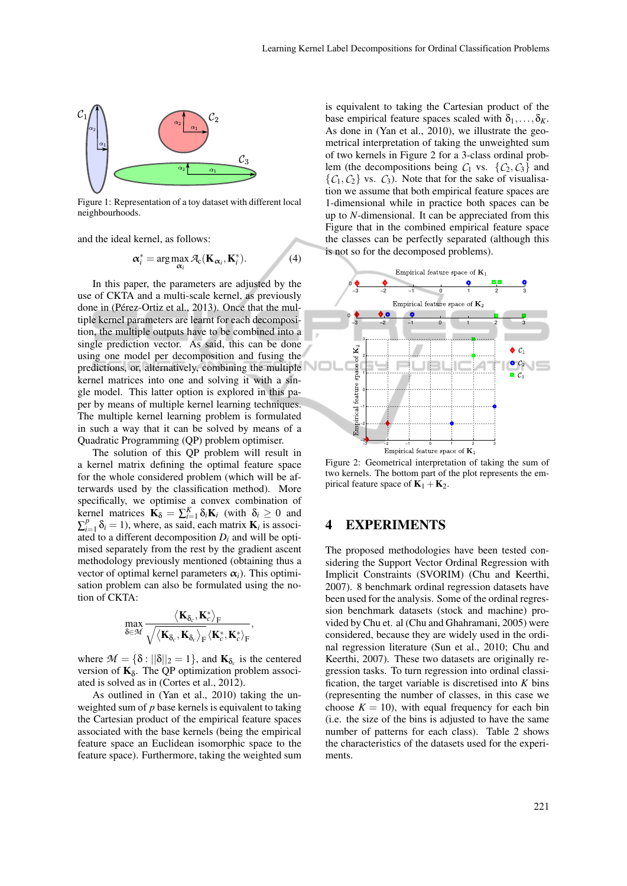Figure 1: Representation of a toy dataset with different local neighbourhoods.

and the ideal kernel, as follows:

$$\boldsymbol{\alpha}_i^* = \arg\max_{\boldsymbol{\alpha}_i} \mathcal{A}_c(\mathbf{K}_{\boldsymbol{\alpha}_i}, \mathbf{K}_i^*). \tag{4}$$

In this paper, the parameters are adjusted by the use of CKTA and a multi-scale kernel, as previously done in (Pérez-Ortiz et al., 2013). Once that the multiple kernel parameters are learnt for each decomposition, the multiple outputs have to be combined into a single prediction vector. As said, this can be done using one model per decomposition and fusing the predictions, or, alternatively, combining the multiple kernel matrices into one and solving it with a single model. This latter option is explored in this paper by means of multiple kernel learning techniques. The multiple kernel learning problem is formulated in such a way that it can be solved by means of a Quadratic Programming (QP) problem optimiser.

The solution of this QP problem will result in a kernel matrix defining the optimal feature space for the whole considered problem (which will be afterwards used by the classification method). More specifically, we optimise a convex combination of kernel matrices $\mathbf{K}_\delta = \sum_{i=1}^{K} \delta_i \mathbf{K}_i$ (with $\delta_i \geq 0$ and $\sum_{i=1}^{p} \delta_i = 1$), where, as said, each matrix $\mathbf{K}_i$ is associated to a different decomposition $D_i$ and will be optimised separately from the rest by the gradient ascent methodology previously mentioned (obtaining thus a vector of optimal kernel parameters $\boldsymbol{\alpha}_i$). This optimisation problem can also be formulated using the notion of CKTA:

$$\max_{\delta \in \mathcal{M}} \frac{\langle \mathbf{K}_{\delta_c}, \mathbf{K}_c^* \rangle_F}{\sqrt{\langle \mathbf{K}_{\delta_c}, \mathbf{K}_{\delta_c} \rangle_F \langle \mathbf{K}_c^*, \mathbf{K}_c^* \rangle_F}},$$

where $\mathcal{M} = \{\delta : ||\delta||_2 = 1\}$, and $\mathbf{K}_{\delta_c}$ is the centered version of $\mathbf{K}_\delta$. The QP optimization problem associated is solved as in (Cortes et al., 2012).

As outlined in (Yan et al., 2010) taking the unweighted sum of $p$ base kernels is equivalent to taking the Cartesian product of the empirical feature spaces associated with the base kernels (being the empirical feature space an Euclidean isomorphic space to the feature space). Furthermore, taking the weighted sum is equivalent to taking the Cartesian product of the base empirical feature spaces scaled with $\delta_1, \ldots, \delta_K$. As done in (Yan et al., 2010), we illustrate the geometrical interpretation of taking the unweighted sum of two kernels in Figure 2 for a 3-class ordinal problem (the decompositions being $\mathcal{C}_1$ vs. $\{\mathcal{C}_2, \mathcal{C}_3\}$ and $\{\mathcal{C}_1, \mathcal{C}_2\}$ vs. $\mathcal{C}_3$). Note that for the sake of visualisation we assume that both empirical feature spaces are 1-dimensional while in practice both spaces can be up to $N$-dimensional. It can be appreciated from this Figure that in the combined empirical feature space the classes can be perfectly separated (although this is not so for the decomposed problems).

Figure 2: Geometrical interpretation of taking the sum of two kernels. The bottom part of the plot represents the empirical feature space of $\mathbf{K}_1 + \mathbf{K}_2$.

## 4 EXPERIMENTS

The proposed methodologies have been tested considering the Support Vector Ordinal Regression with Implicit Constraints (SVORIM) (Chu and Keerthi, 2007). 8 benchmark ordinal regression datasets have been used for the analysis. Some of the ordinal regression benchmark datasets (stock and machine) provided by Chu et. al (Chu and Ghahramani, 2005) were considered, because they are widely used in the ordinal regression literature (Sun et al., 2010; Chu and Keerthi, 2007). These two datasets are originally regression tasks. To turn regression into ordinal classification, the target variable is discretised into $K$ bins (representing the number of classes, in this case we choose $K = 10$), with equal frequency for each bin (i.e. the size of the bins is adjusted to have the same number of patterns for each class). Table 2 shows the characteristics of the datasets used for the experiments.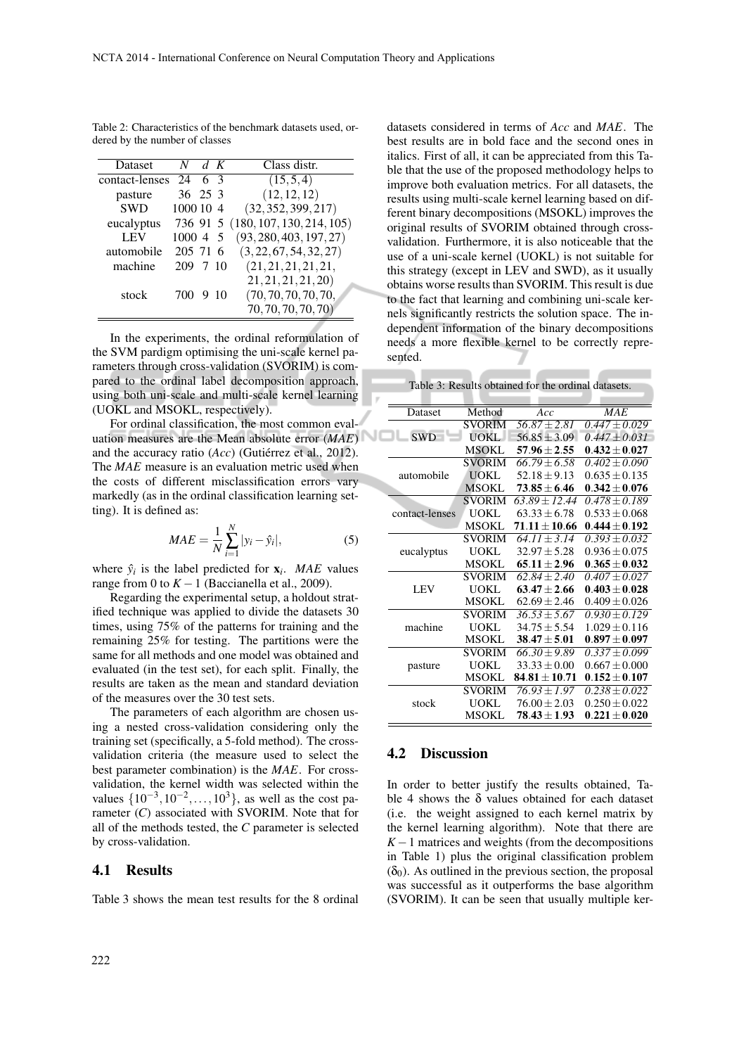Table 2: Characteristics of the benchmark datasets used, ordered by the number of classes

| Dataset | $N$ | $d$ | $K$ | Class distr. |
|---|---|---|---|---|
| contact-lenses | 24 | 6 | 3 | $(15,5,4)$ |
| pasture | 36 | 25 | 3 | $(12,12,12)$ |
| SWD | 1000 | 10 | 4 | $(32,352,399,217)$ |
| eucalyptus | 736 | 91 | 5 | $(180,107,130,214,105)$ |
| LEV | 1000 | 4 | 5 | $(93,280,403,197,27)$ |
| automobile | 205 | 71 | 6 | $(3,22,67,54,32,27)$ |
| machine | 209 | 7 | 10 | $(21,21,21,21,21,21,21,21,21,20)$ |
| stock | 700 | 9 | 10 | $(70,70,70,70,70,70,70,70,70,70)$ |

In the experiments, the ordinal reformulation of the SVM pardigm optimising the uni-scale kernel parameters through cross-validation (SVORIM) is compared to the ordinal label decomposition approach, using both uni-scale and multi-scale kernel learning (UOKL and MSOKL, respectively).

For ordinal classification, the most common evaluation measures are the Mean absolute error (*MAE*) and the accuracy ratio (*Acc*) (Gutiérrez et al., 2012). The *MAE* measure is an evaluation metric used when the costs of different misclassification errors vary markedly (as in the ordinal classification learning setting). It is defined as:

$$MAE = \frac{1}{N}\sum_{i=1}^{N}|y_i - \hat{y}_i|, \tag{5}$$

where $\hat{y}_i$ is the label predicted for $\mathbf{x}_i$. *MAE* values range from 0 to $K-1$ (Baccianella et al., 2009).

Regarding the experimental setup, a holdout stratified technique was applied to divide the datasets 30 times, using 75% of the patterns for training and the remaining 25% for testing. The partitions were the same for all methods and one model was obtained and evaluated (in the test set), for each split. Finally, the results are taken as the mean and standard deviation of the measures over the 30 test sets.

The parameters of each algorithm are chosen using a nested cross-validation considering only the training set (specifically, a 5-fold method). The cross-validation criteria (the measure used to select the best parameter combination) is the *MAE*. For cross-validation, the kernel width was selected within the values $\{10^{-3}, 10^{-2}, \ldots, 10^{3}\}$, as well as the cost parameter ($C$) associated with SVORIM. Note that for all of the methods tested, the $C$ parameter is selected by cross-validation.

## 4.1 Results

Table 3 shows the mean test results for the 8 ordinal datasets considered in terms of *Acc* and *MAE*. The best results are in bold face and the second ones in italics. First of all, it can be appreciated from this Table that the use of the proposed methodology helps to improve both evaluation metrics. For all datasets, the results using multi-scale kernel learning based on different binary decompositions (MSOKL) improves the original results of SVORIM obtained through cross-validation. Furthermore, it is also noticeable that the use of a uni-scale kernel (UOKL) is not suitable for this strategy (except in LEV and SWD), as it usually obtains worse results than SVORIM. This result is due to the fact that learning and combining uni-scale kernels significantly restricts the solution space. The independent information of the binary decompositions needs a more flexible kernel to be correctly represented.

Table 3: Results obtained for the ordinal datasets.

| Dataset | Method | *Acc* | *MAE* |
|---|---|---|---|
| SWD | SVORIM | *56.87 ± 2.81* | *0.447 ± 0.029* |
| | UOKL | 56.85 ± 3.09 | *0.447 ± 0.031* |
| | MSOKL | **57.96 ± 2.55** | **0.432 ± 0.027** |
| automobile | SVORIM | *66.79 ± 6.58* | *0.402 ± 0.090* |
| | UOKL | 52.18 ± 9.13 | 0.635 ± 0.135 |
| | MSOKL | **73.85 ± 6.46** | **0.342 ± 0.076** |
| contact-lenses | SVORIM | *63.89 ± 12.44* | *0.478 ± 0.189* |
| | UOKL | 63.33 ± 6.78 | 0.533 ± 0.068 |
| | MSOKL | **71.11 ± 10.66** | **0.444 ± 0.192** |
| eucalyptus | SVORIM | *64.11 ± 3.14* | *0.393 ± 0.032* |
| | UOKL | 32.97 ± 5.28 | 0.936 ± 0.075 |
| | MSOKL | **65.11 ± 2.96** | **0.365 ± 0.032** |
| LEV | SVORIM | *62.84 ± 2.40* | *0.407 ± 0.027* |
| | UOKL | **63.47 ± 2.66** | **0.403 ± 0.028** |
| | MSOKL | 62.69 ± 2.46 | 0.409 ± 0.026 |
| machine | SVORIM | *36.53 ± 5.67* | *0.930 ± 0.129* |
| | UOKL | 34.75 ± 5.54 | 1.029 ± 0.116 |
| | MSOKL | **38.47 ± 5.01** | **0.897 ± 0.097** |
| pasture | SVORIM | *66.30 ± 9.89* | *0.337 ± 0.099* |
| | UOKL | 33.33 ± 0.00 | 0.667 ± 0.000 |
| | MSOKL | **84.81 ± 10.71** | **0.152 ± 0.107** |
| stock | SVORIM | *76.93 ± 1.97* | *0.238 ± 0.022* |
| | UOKL | 76.00 ± 2.03 | 0.250 ± 0.022 |
| | MSOKL | **78.43 ± 1.93** | **0.221 ± 0.020** |

## 4.2 Discussion

In order to better justify the results obtained, Table 4 shows the $\delta$ values obtained for each dataset (i.e. the weight assigned to each kernel matrix by the kernel learning algorithm). Note that there are $K-1$ matrices and weights (from the decompositions in Table 1) plus the original classification problem ($\delta_0$). As outlined in the previous section, the proposal was successful as it outperforms the base algorithm (SVORIM). It can be seen that usually multiple ker-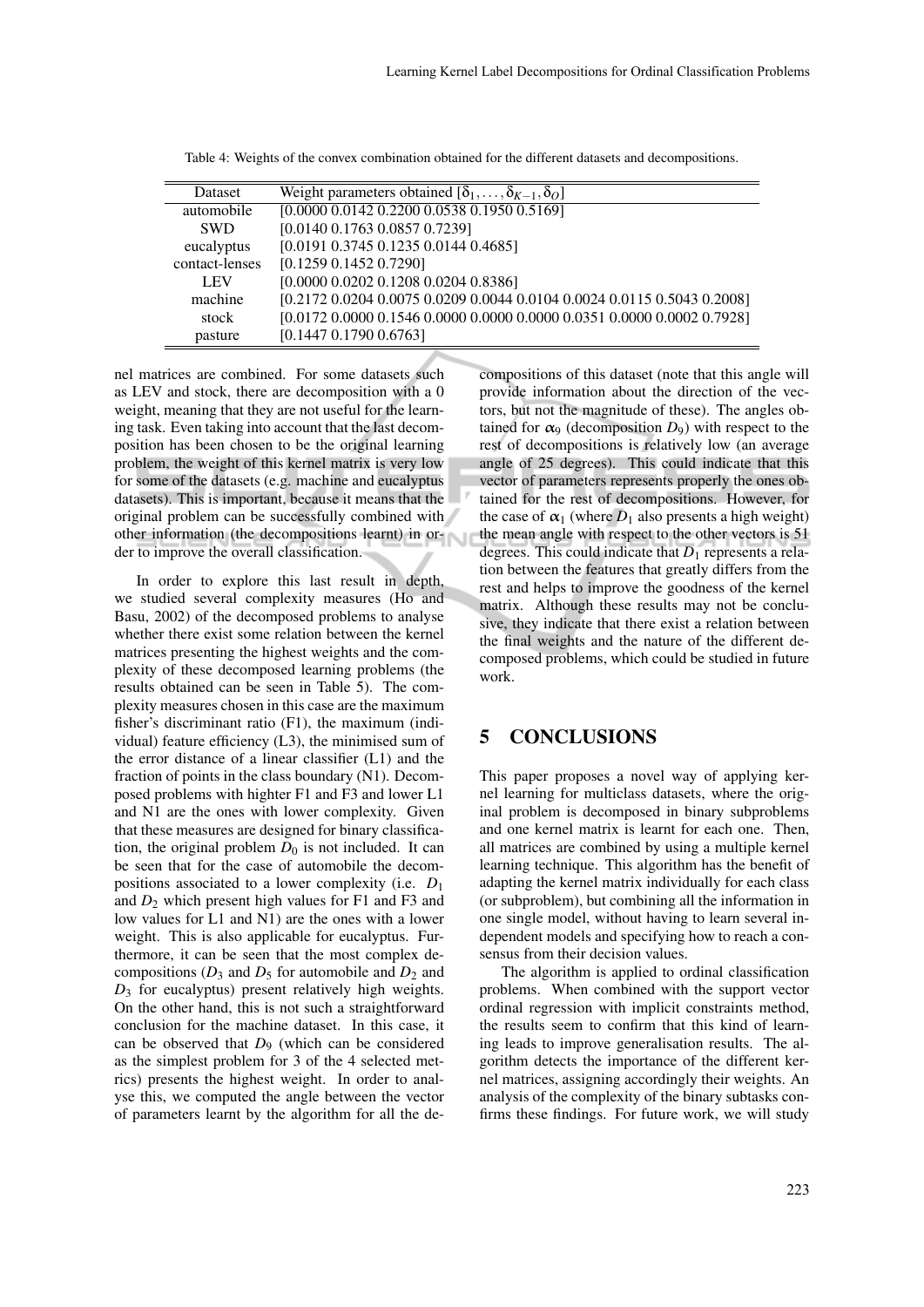Table 4: Weights of the convex combination obtained for the different datasets and decompositions.

| Dataset | Weight parameters obtained $[\delta_1, \ldots, \delta_{K-1}, \delta_O]$ |
|---|---|
| automobile | [0.0000 0.0142 0.2200 0.0538 0.1950 0.5169] |
| SWD | [0.0140 0.1763 0.0857 0.7239] |
| eucalyptus | [0.0191 0.3745 0.1235 0.0144 0.4685] |
| contact-lenses | [0.1259 0.1452 0.7290] |
| LEV | [0.0000 0.0202 0.1208 0.0204 0.8386] |
| machine | [0.2172 0.0204 0.0075 0.0209 0.0044 0.0104 0.0024 0.0115 0.5043 0.2008] |
| stock | [0.0172 0.0000 0.1546 0.0000 0.0000 0.0000 0.0351 0.0000 0.0002 0.7928] |
| pasture | [0.1447 0.1790 0.6763] |

nel matrices are combined. For some datasets such as LEV and stock, there are decomposition with a 0 weight, meaning that they are not useful for the learning task. Even taking into account that the last decomposition has been chosen to be the original learning problem, the weight of this kernel matrix is very low for some of the datasets (e.g. machine and eucalyptus datasets). This is important, because it means that the original problem can be successfully combined with other information (the decompositions learnt) in order to improve the overall classification.

In order to explore this last result in depth, we studied several complexity measures (Ho and Basu, 2002) of the decomposed problems to analyse whether there exist some relation between the kernel matrices presenting the highest weights and the complexity of these decomposed learning problems (the results obtained can be seen in Table 5). The complexity measures chosen in this case are the maximum fisher's discriminant ratio (F1), the maximum (individual) feature efficiency (L3), the minimised sum of the error distance of a linear classifier (L1) and the fraction of points in the class boundary (N1). Decomposed problems with highter F1 and F3 and lower L1 and N1 are the ones with lower complexity. Given that these measures are designed for binary classification, the original problem $D_0$ is not included. It can be seen that for the case of automobile the decompositions associated to a lower complexity (i.e. $D_1$ and $D_2$ which present high values for F1 and F3 and low values for L1 and N1) are the ones with a lower weight. This is also applicable for eucalyptus. Furthermore, it can be seen that the most complex decompositions ($D_3$ and $D_5$ for automobile and $D_2$ and $D_3$ for eucalyptus) present relatively high weights. On the other hand, this is not such a straightforward conclusion for the machine dataset. In this case, it can be observed that $D_9$ (which can be considered as the simplest problem for 3 of the 4 selected metrics) presents the highest weight. In order to analyse this, we computed the angle between the vector of parameters learnt by the algorithm for all the decompositions of this dataset (note that this angle will provide information about the direction of the vectors, but not the magnitude of these). The angles obtained for $\alpha_9$ (decomposition $D_9$) with respect to the rest of decompositions is relatively low (an average angle of 25 degrees). This could indicate that this vector of parameters represents properly the ones obtained for the rest of decompositions. However, for the case of $\alpha_1$ (where $D_1$ also presents a high weight) the mean angle with respect to the other vectors is 51 degrees. This could indicate that $D_1$ represents a relation between the features that greatly differs from the rest and helps to improve the goodness of the kernel matrix. Although these results may not be conclusive, they indicate that there exist a relation between the final weights and the nature of the different decomposed problems, which could be studied in future work.

## 5 CONCLUSIONS

This paper proposes a novel way of applying kernel learning for multiclass datasets, where the original problem is decomposed in binary subproblems and one kernel matrix is learnt for each one. Then, all matrices are combined by using a multiple kernel learning technique. This algorithm has the benefit of adapting the kernel matrix individually for each class (or subproblem), but combining all the information in one single model, without having to learn several independent models and specifying how to reach a consensus from their decision values.

The algorithm is applied to ordinal classification problems. When combined with the support vector ordinal regression with implicit constraints method, the results seem to confirm that this kind of learning leads to improve generalisation results. The algorithm detects the importance of the different kernel matrices, assigning accordingly their weights. An analysis of the complexity of the binary subtasks confirms these findings. For future work, we will study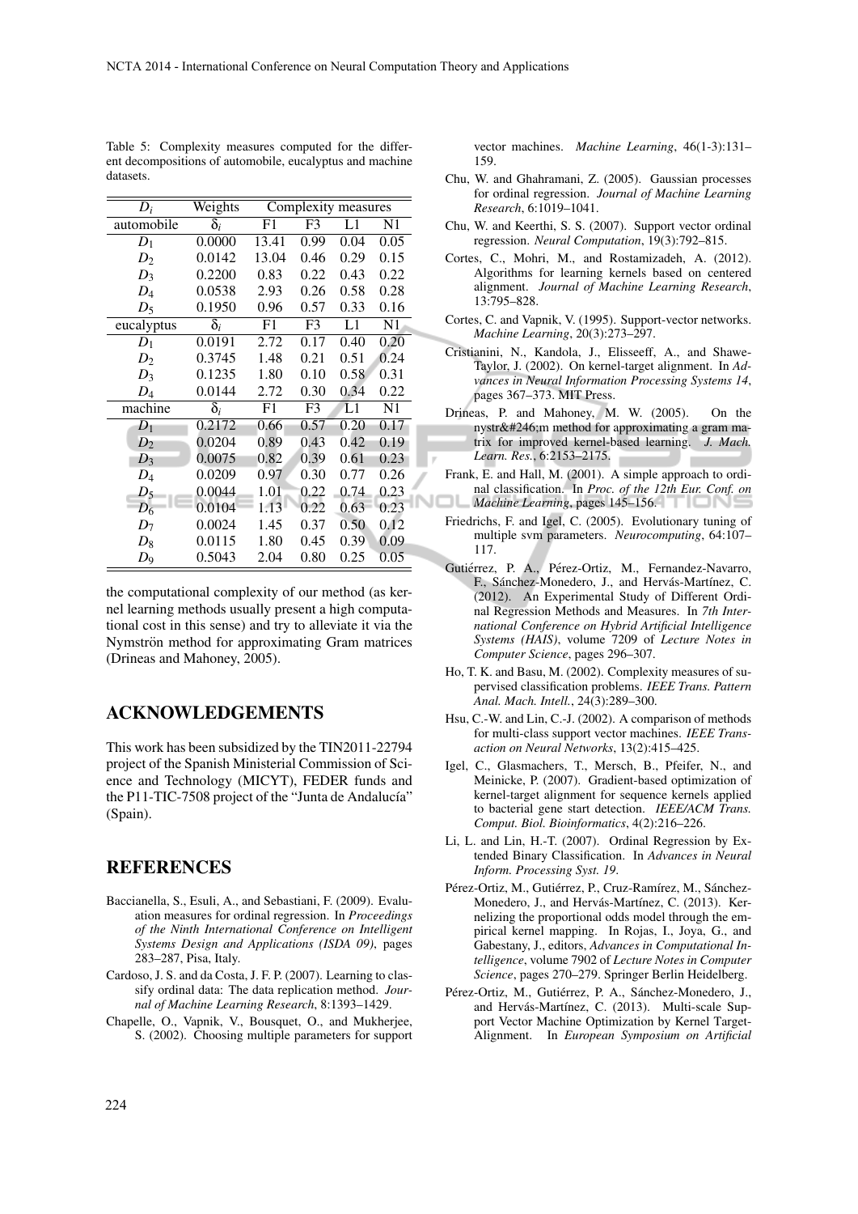Table 5: Complexity measures computed for the different decompositions of automobile, eucalyptus and machine datasets.

| $D_i$ | Weights | Complexity measures | | | |
|---|---|---|---|---|---|
| automobile | $\delta_i$ | F1 | F3 | L1 | N1 |
| $D_1$ | 0.0000 | 13.41 | 0.99 | 0.04 | 0.05 |
| $D_2$ | 0.0142 | 13.04 | 0.46 | 0.29 | 0.15 |
| $D_3$ | 0.2200 | 0.83 | 0.22 | 0.43 | 0.22 |
| $D_4$ | 0.0538 | 2.93 | 0.26 | 0.58 | 0.28 |
| $D_5$ | 0.1950 | 0.96 | 0.57 | 0.33 | 0.16 |
| eucalyptus | $\delta_i$ | F1 | F3 | L1 | N1 |
| $D_1$ | 0.0191 | 2.72 | 0.17 | 0.40 | 0.20 |
| $D_2$ | 0.3745 | 1.48 | 0.21 | 0.51 | 0.24 |
| $D_3$ | 0.1235 | 1.80 | 0.10 | 0.58 | 0.31 |
| $D_4$ | 0.0144 | 2.72 | 0.30 | 0.34 | 0.22 |
| machine | $\delta_i$ | F1 | F3 | L1 | N1 |
| $D_1$ | 0.2172 | 0.66 | 0.57 | 0.20 | 0.17 |
| $D_2$ | 0.0204 | 0.89 | 0.43 | 0.42 | 0.19 |
| $D_3$ | 0.0075 | 0.82 | 0.39 | 0.61 | 0.23 |
| $D_4$ | 0.0209 | 0.97 | 0.30 | 0.77 | 0.26 |
| $D_5$ | 0.0044 | 1.01 | 0.22 | 0.74 | 0.23 |
| $D_6$ | 0.0104 | 1.13 | 0.22 | 0.63 | 0.23 |
| $D_7$ | 0.0024 | 1.45 | 0.37 | 0.50 | 0.12 |
| $D_8$ | 0.0115 | 1.80 | 0.45 | 0.39 | 0.09 |
| $D_9$ | 0.5043 | 2.04 | 0.80 | 0.25 | 0.05 |

the computational complexity of our method (as kernel learning methods usually present a high computational cost in this sense) and try to alleviate it via the Nymströn method for approximating Gram matrices (Drineas and Mahoney, 2005).

## ACKNOWLEDGEMENTS

This work has been subsidized by the TIN2011-22794 project of the Spanish Ministerial Commission of Science and Technology (MICYT), FEDER funds and the P11-TIC-7508 project of the "Junta de Andalucía" (Spain).

## REFERENCES

Baccianella, S., Esuli, A., and Sebastiani, F. (2009). Evaluation measures for ordinal regression. In *Proceedings of the Ninth International Conference on Intelligent Systems Design and Applications (ISDA 09)*, pages 283–287, Pisa, Italy.

Cardoso, J. S. and da Costa, J. F. P. (2007). Learning to classify ordinal data: The data replication method. *Journal of Machine Learning Research*, 8:1393–1429.

Chapelle, O., Vapnik, V., Bousquet, O., and Mukherjee, S. (2002). Choosing multiple parameters for support vector machines. *Machine Learning*, 46(1-3):131–159.

Chu, W. and Ghahramani, Z. (2005). Gaussian processes for ordinal regression. *Journal of Machine Learning Research*, 6:1019–1041.

Chu, W. and Keerthi, S. S. (2007). Support vector ordinal regression. *Neural Computation*, 19(3):792–815.

Cortes, C., Mohri, M., and Rostamizadeh, A. (2012). Algorithms for learning kernels based on centered alignment. *Journal of Machine Learning Research*, 13:795–828.

Cortes, C. and Vapnik, V. (1995). Support-vector networks. *Machine Learning*, 20(3):273–297.

Cristianini, N., Kandola, J., Elisseeff, A., and Shawe-Taylor, J. (2002). On kernel-target alignment. In *Advances in Neural Information Processing Systems 14*, pages 367–373. MIT Press.

Drineas, P. and Mahoney, M. W. (2005). On the nystr&#246;m method for approximating a gram matrix for improved kernel-based learning. *J. Mach. Learn. Res.*, 6:2153–2175.

Frank, E. and Hall, M. (2001). A simple approach to ordinal classification. In *Proc. of the 12th Eur. Conf. on Machine Learning*, pages 145–156.

Friedrichs, F. and Igel, C. (2005). Evolutionary tuning of multiple svm parameters. *Neurocomputing*, 64:107–117.

Gutiérrez, P. A., Pérez-Ortiz, M., Fernandez-Navarro, F., Sánchez-Monedero, J., and Hervás-Martínez, C. (2012). An Experimental Study of Different Ordinal Regression Methods and Measures. In *7th International Conference on Hybrid Artificial Intelligence Systems (HAIS)*, volume 7209 of *Lecture Notes in Computer Science*, pages 296–307.

Ho, T. K. and Basu, M. (2002). Complexity measures of supervised classification problems. *IEEE Trans. Pattern Anal. Mach. Intell.*, 24(3):289–300.

Hsu, C.-W. and Lin, C.-J. (2002). A comparison of methods for multi-class support vector machines. *IEEE Transaction on Neural Networks*, 13(2):415–425.

Igel, C., Glasmachers, T., Mersch, B., Pfeifer, N., and Meinicke, P. (2007). Gradient-based optimization of kernel-target alignment for sequence kernels applied to bacterial gene start detection. *IEEE/ACM Trans. Comput. Biol. Bioinformatics*, 4(2):216–226.

Li, L. and Lin, H.-T. (2007). Ordinal Regression by Extended Binary Classification. In *Advances in Neural Inform. Processing Syst. 19*.

Pérez-Ortiz, M., Gutiérrez, P., Cruz-Ramírez, M., Sánchez-Monedero, J., and Hervás-Martínez, C. (2013). Kernelizing the proportional odds model through the empirical kernel mapping. In Rojas, I., Joya, G., and Gabestany, J., editors, *Advances in Computational Intelligence*, volume 7902 of *Lecture Notes in Computer Science*, pages 270–279. Springer Berlin Heidelberg.

Pérez-Ortiz, M., Gutiérrez, P. A., Sánchez-Monedero, J., and Hervás-Martínez, C. (2013). Multi-scale Support Vector Machine Optimization by Kernel Target-Alignment. In *European Symposium on Artificial*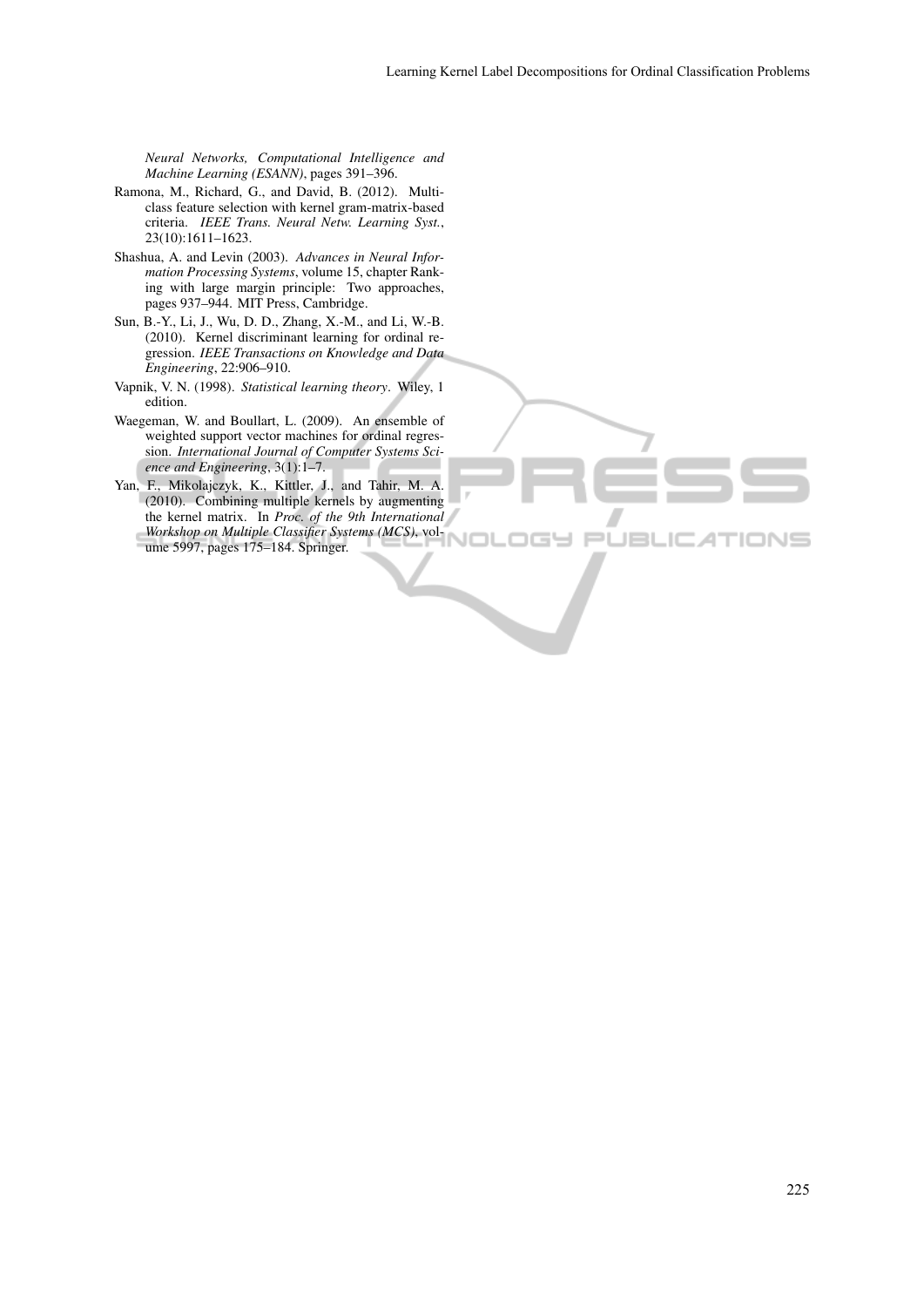*Neural Networks, Computational Intelligence and Machine Learning (ESANN)*, pages 391–396.

Ramona, M., Richard, G., and David, B. (2012). Multiclass feature selection with kernel gram-matrix-based criteria. *IEEE Trans. Neural Netw. Learning Syst.*, 23(10):1611–1623.

Shashua, A. and Levin (2003). *Advances in Neural Information Processing Systems*, volume 15, chapter Ranking with large margin principle: Two approaches, pages 937–944. MIT Press, Cambridge.

Sun, B.-Y., Li, J., Wu, D. D., Zhang, X.-M., and Li, W.-B. (2010). Kernel discriminant learning for ordinal regression. *IEEE Transactions on Knowledge and Data Engineering*, 22:906–910.

Vapnik, V. N. (1998). *Statistical learning theory*. Wiley, 1 edition.

Waegeman, W. and Boullart, L. (2009). An ensemble of weighted support vector machines for ordinal regression. *International Journal of Computer Systems Science and Engineering*, 3(1):1–7.

Yan, F., Mikolajczyk, K., Kittler, J., and Tahir, M. A. (2010). Combining multiple kernels by augmenting the kernel matrix. In *Proc. of the 9th International Workshop on Multiple Classifier Systems (MCS)*, volume 5997, pages 175–184. Springer.